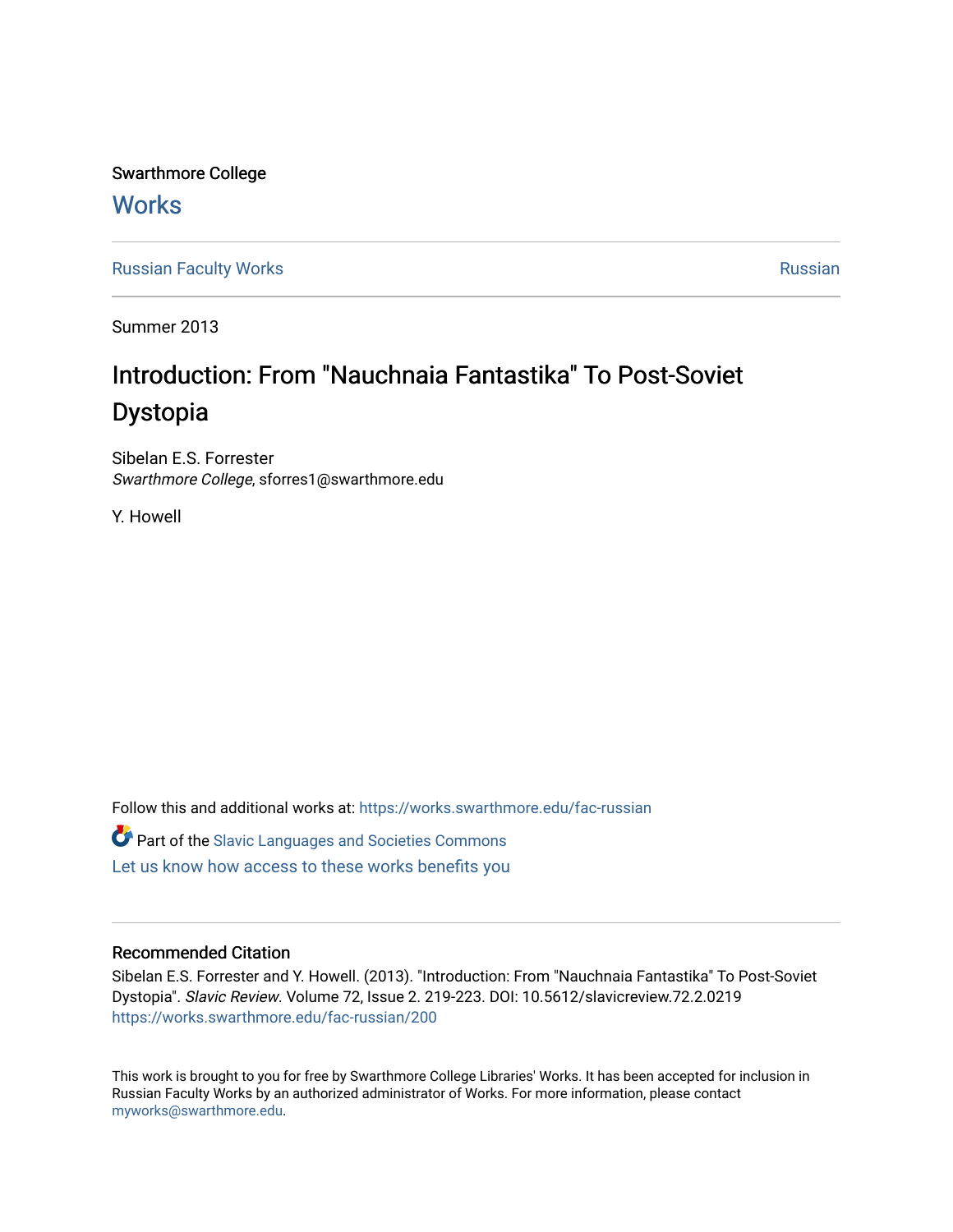Swarthmore College

# Works

Russian Faculty Works | Russian

Summer 2013

# Introduction: From "Nauchnaia Fantastika" To Post-Soviet Dystopia

Sibelan E.S. Forrester
*Swarthmore College*, sforres1@swarthmore.edu

Y. Howell

Follow this and additional works at: https://works.swarthmore.edu/fac-russian

Part of the Slavic Languages and Societies Commons

Let us know how access to these works benefits you

## Recommended Citation

Sibelan E.S. Forrester and Y. Howell. (2013). "Introduction: From "Nauchnaia Fantastika" To Post-Soviet Dystopia". *Slavic Review*. Volume 72, Issue 2. 219-223. DOI: 10.5612/slavicreview.72.2.0219
https://works.swarthmore.edu/fac-russian/200

This work is brought to you for free by Swarthmore College Libraries' Works. It has been accepted for inclusion in Russian Faculty Works by an authorized administrator of Works. For more information, please contact myworks@swarthmore.edu.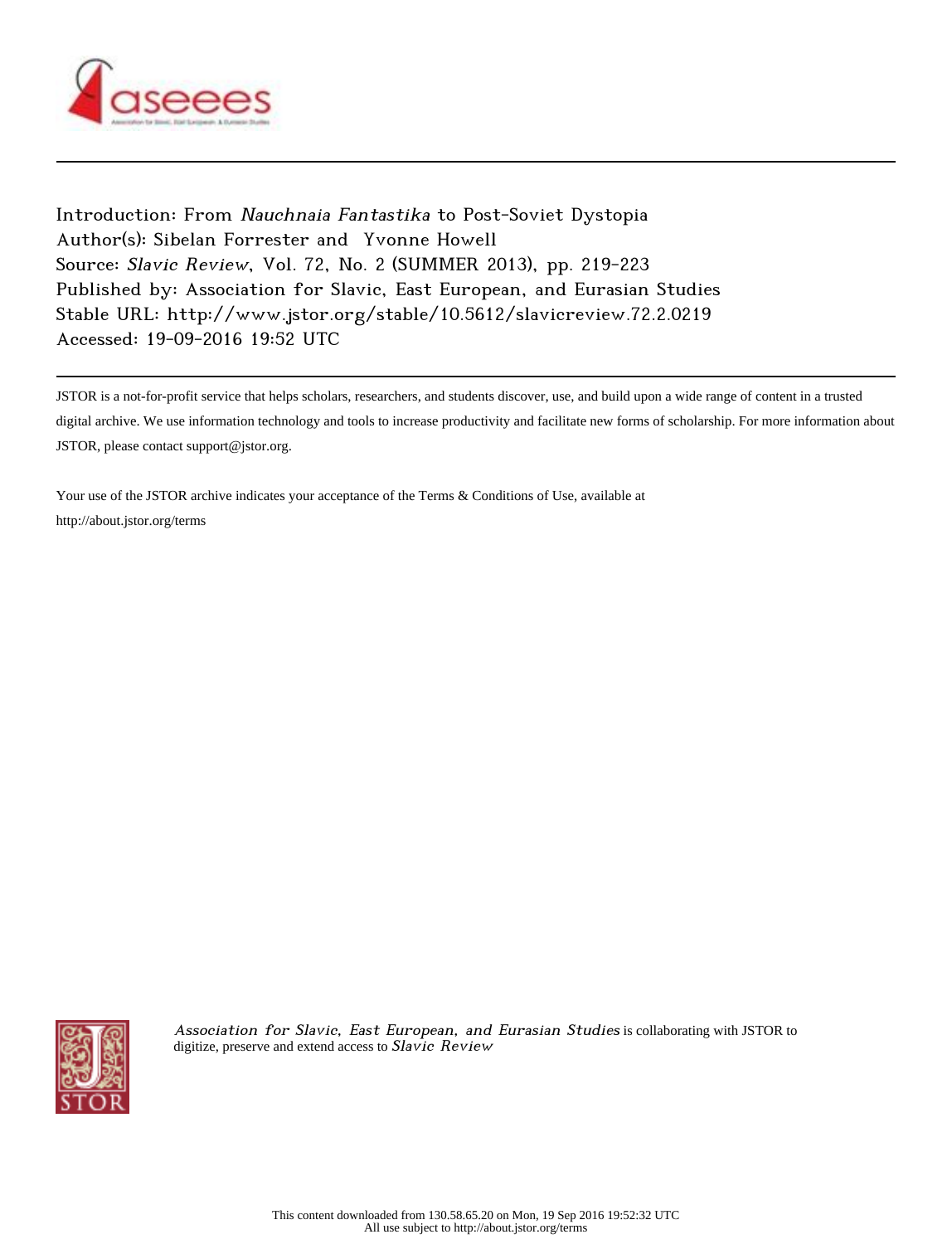Introduction: From *Nauchnaia Fantastika* to Post-Soviet Dystopia
Author(s): Sibelan Forrester and Yvonne Howell
Source: *Slavic Review*, Vol. 72, No. 2 (SUMMER 2013), pp. 219-223
Published by: Association for Slavic, East European, and Eurasian Studies
Stable URL: http://www.jstor.org/stable/10.5612/slavicreview.72.2.0219
Accessed: 19-09-2016 19:52 UTC

JSTOR is a not-for-profit service that helps scholars, researchers, and students discover, use, and build upon a wide range of content in a trusted digital archive. We use information technology and tools to increase productivity and facilitate new forms of scholarship. For more information about JSTOR, please contact support@jstor.org.

Your use of the JSTOR archive indicates your acceptance of the Terms & Conditions of Use, available at http://about.jstor.org/terms

*Association for Slavic, East European, and Eurasian Studies* is collaborating with JSTOR to digitize, preserve and extend access to *Slavic Review*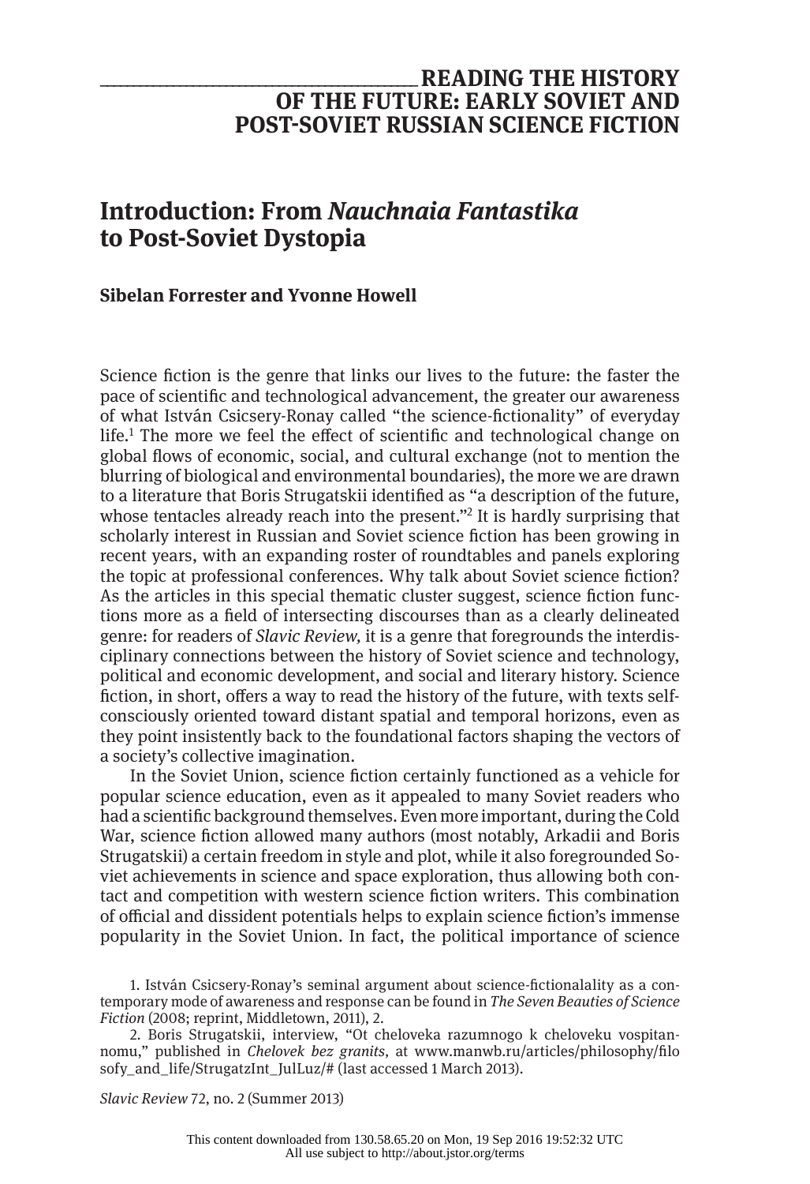## READING THE HISTORY OF THE FUTURE: EARLY SOVIET AND POST-SOVIET RUSSIAN SCIENCE FICTION

# Introduction: From *Nauchnaia Fantastika* to Post-Soviet Dystopia

**Sibelan Forrester and Yvonne Howell**

Science fiction is the genre that links our lives to the future: the faster the pace of scientific and technological advancement, the greater our awareness of what István Csicsery-Ronay called "the science-fictionality" of everyday life.[1] The more we feel the effect of scientific and technological change on global flows of economic, social, and cultural exchange (not to mention the blurring of biological and environmental boundaries), the more we are drawn to a literature that Boris Strugatskii identified as "a description of the future, whose tentacles already reach into the present."[2] It is hardly surprising that scholarly interest in Russian and Soviet science fiction has been growing in recent years, with an expanding roster of roundtables and panels exploring the topic at professional conferences. Why talk about Soviet science fiction? As the articles in this special thematic cluster suggest, science fiction functions more as a field of intersecting discourses than as a clearly delineated genre: for readers of *Slavic Review,* it is a genre that foregrounds the interdisciplinary connections between the history of Soviet science and technology, political and economic development, and social and literary history. Science fiction, in short, offers a way to read the history of the future, with texts self-consciously oriented toward distant spatial and temporal horizons, even as they point insistently back to the foundational factors shaping the vectors of a society's collective imagination.

In the Soviet Union, science fiction certainly functioned as a vehicle for popular science education, even as it appealed to many Soviet readers who had a scientific background themselves. Even more important, during the Cold War, science fiction allowed many authors (most notably, Arkadii and Boris Strugatskii) a certain freedom in style and plot, while it also foregrounded Soviet achievements in science and space exploration, thus allowing both contact and competition with western science fiction writers. This combination of official and dissident potentials helps to explain science fiction's immense popularity in the Soviet Union. In fact, the political importance of science

1. István Csicsery-Ronay's seminal argument about science-fictionalality as a contemporary mode of awareness and response can be found in *The Seven Beauties of Science Fiction* (2008; reprint, Middletown, 2011), 2.

2. Boris Strugatskii, interview, "Ot cheloveka razumnogo k cheloveku vospitannomu," published in *Chelovek bez granits,* at www.manwb.ru/articles/philosophy/filosofy_and_life/StrugatzInt_JulLuz/# (last accessed 1 March 2013).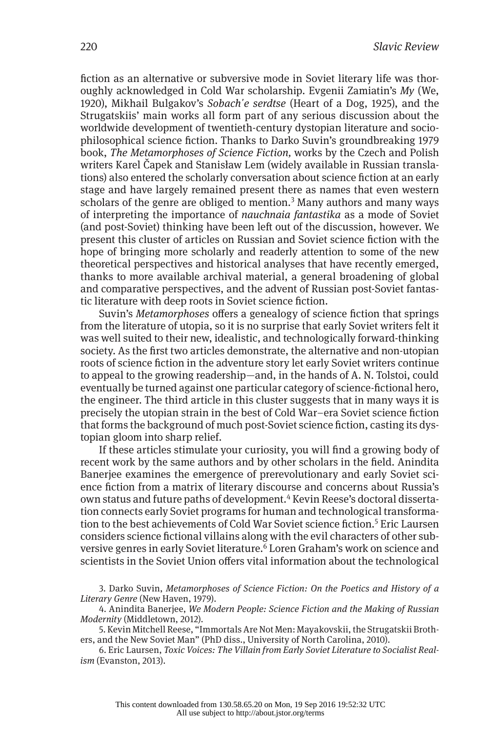fiction as an alternative or subversive mode in Soviet literary life was thoroughly acknowledged in Cold War scholarship. Evgenii Zamiatin's *My* (We, 1920), Mikhail Bulgakov's *Sobach'e serdtse* (Heart of a Dog, 1925), and the Strugatskiis' main works all form part of any serious discussion about the worldwide development of twentieth-century dystopian literature and socio-philosophical science fiction. Thanks to Darko Suvin's groundbreaking 1979 book, *The Metamorphoses of Science Fiction*, works by the Czech and Polish writers Karel Čapek and Stanisław Lem (widely available in Russian translations) also entered the scholarly conversation about science fiction at an early stage and have largely remained present there as names that even western scholars of the genre are obliged to mention.[3] Many authors and many ways of interpreting the importance of *nauchnaia fantastika* as a mode of Soviet (and post-Soviet) thinking have been left out of the discussion, however. We present this cluster of articles on Russian and Soviet science fiction with the hope of bringing more scholarly and readerly attention to some of the new theoretical perspectives and historical analyses that have recently emerged, thanks to more available archival material, a general broadening of global and comparative perspectives, and the advent of Russian post-Soviet fantastic literature with deep roots in Soviet science fiction.

Suvin's *Metamorphoses* offers a genealogy of science fiction that springs from the literature of utopia, so it is no surprise that early Soviet writers felt it was well suited to their new, idealistic, and technologically forward-thinking society. As the first two articles demonstrate, the alternative and non-utopian roots of science fiction in the adventure story let early Soviet writers continue to appeal to the growing readership—and, in the hands of A. N. Tolstoi, could eventually be turned against one particular category of science-fictional hero, the engineer. The third article in this cluster suggests that in many ways it is precisely the utopian strain in the best of Cold War–era Soviet science fiction that forms the background of much post-Soviet science fiction, casting its dystopian gloom into sharp relief.

If these articles stimulate your curiosity, you will find a growing body of recent work by the same authors and by other scholars in the field. Anindita Banerjee examines the emergence of prerevolutionary and early Soviet science fiction from a matrix of literary discourse and concerns about Russia's own status and future paths of development.[4] Kevin Reese's doctoral dissertation connects early Soviet programs for human and technological transformation to the best achievements of Cold War Soviet science fiction.[5] Eric Laursen considers science fictional villains along with the evil characters of other subversive genres in early Soviet literature.[6] Loren Graham's work on science and scientists in the Soviet Union offers vital information about the technological

3. Darko Suvin, *Metamorphoses of Science Fiction: On the Poetics and History of a Literary Genre* (New Haven, 1979).

4. Anindita Banerjee, *We Modern People: Science Fiction and the Making of Russian Modernity* (Middletown, 2012).

5. Kevin Mitchell Reese, "Immortals Are Not Men: Mayakovskii, the Strugatskii Brothers, and the New Soviet Man" (PhD diss., University of North Carolina, 2010).

6. Eric Laursen, *Toxic Voices: The Villain from Early Soviet Literature to Socialist Realism* (Evanston, 2013).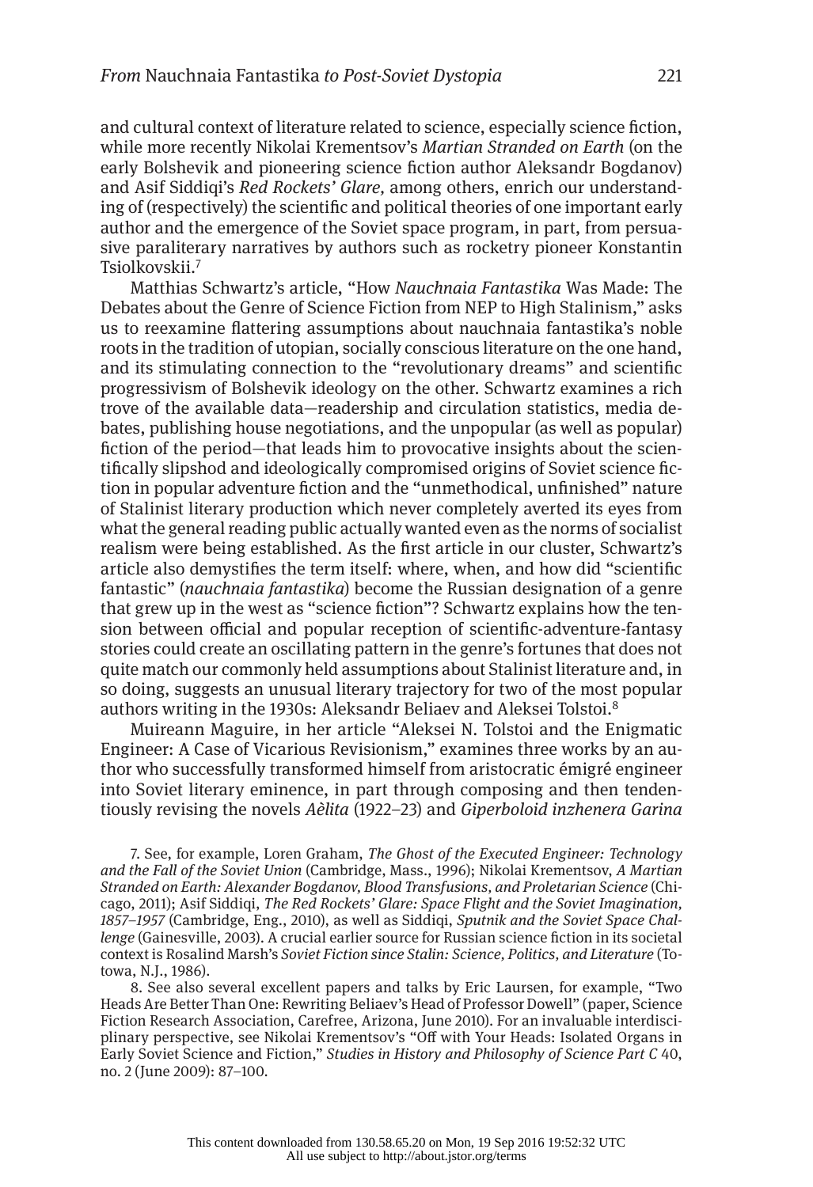and cultural context of literature related to science, especially science fiction, while more recently Nikolai Krementsov's *Martian Stranded on Earth* (on the early Bolshevik and pioneering science fiction author Aleksandr Bogdanov) and Asif Siddiqi's *Red Rockets' Glare,* among others, enrich our understanding of (respectively) the scientific and political theories of one important early author and the emergence of the Soviet space program, in part, from persuasive paraliterary narratives by authors such as rocketry pioneer Konstantin Tsiolkovskii.[7]

Matthias Schwartz's article, "How *Nauchnaia Fantastika* Was Made: The Debates about the Genre of Science Fiction from NEP to High Stalinism," asks us to reexamine flattering assumptions about nauchnaia fantastika's noble roots in the tradition of utopian, socially conscious literature on the one hand, and its stimulating connection to the "revolutionary dreams" and scientific progressivism of Bolshevik ideology on the other. Schwartz examines a rich trove of the available data—readership and circulation statistics, media debates, publishing house negotiations, and the unpopular (as well as popular) fiction of the period—that leads him to provocative insights about the scientifically slipshod and ideologically compromised origins of Soviet science fiction in popular adventure fiction and the "unmethodical, unfinished" nature of Stalinist literary production which never completely averted its eyes from what the general reading public actually wanted even as the norms of socialist realism were being established. As the first article in our cluster, Schwartz's article also demystifies the term itself: where, when, and how did "scientific fantastic" (*nauchnaia fantastika*) become the Russian designation of a genre that grew up in the west as "science fiction"? Schwartz explains how the tension between official and popular reception of scientific-adventure-fantasy stories could create an oscillating pattern in the genre's fortunes that does not quite match our commonly held assumptions about Stalinist literature and, in so doing, suggests an unusual literary trajectory for two of the most popular authors writing in the 1930s: Aleksandr Beliaev and Aleksei Tolstoi.[8]

Muireann Maguire, in her article "Aleksei N. Tolstoi and the Enigmatic Engineer: A Case of Vicarious Revisionism," examines three works by an author who successfully transformed himself from aristocratic émigré engineer into Soviet literary eminence, in part through composing and then tendentiously revising the novels *Aèlita* (1922–23) and *Giperboloid inzhenera Garina*

7. See, for example, Loren Graham, *The Ghost of the Executed Engineer: Technology and the Fall of the Soviet Union* (Cambridge, Mass., 1996); Nikolai Krementsov, *A Martian Stranded on Earth: Alexander Bogdanov, Blood Transfusions, and Proletarian Science* (Chicago, 2011); Asif Siddiqi, *The Red Rockets' Glare: Space Flight and the Soviet Imagination, 1857–1957* (Cambridge, Eng., 2010), as well as Siddiqi, *Sputnik and the Soviet Space Challenge* (Gainesville, 2003). A crucial earlier source for Russian science fiction in its societal context is Rosalind Marsh's *Soviet Fiction since Stalin: Science, Politics, and Literature* (Totowa, N.J., 1986).

8. See also several excellent papers and talks by Eric Laursen, for example, "Two Heads Are Better Than One: Rewriting Beliaev's Head of Professor Dowell" (paper, Science Fiction Research Association, Carefree, Arizona, June 2010). For an invaluable interdisciplinary perspective, see Nikolai Krementsov's "Off with Your Heads: Isolated Organs in Early Soviet Science and Fiction," *Studies in History and Philosophy of Science Part C* 40, no. 2 (June 2009): 87–100.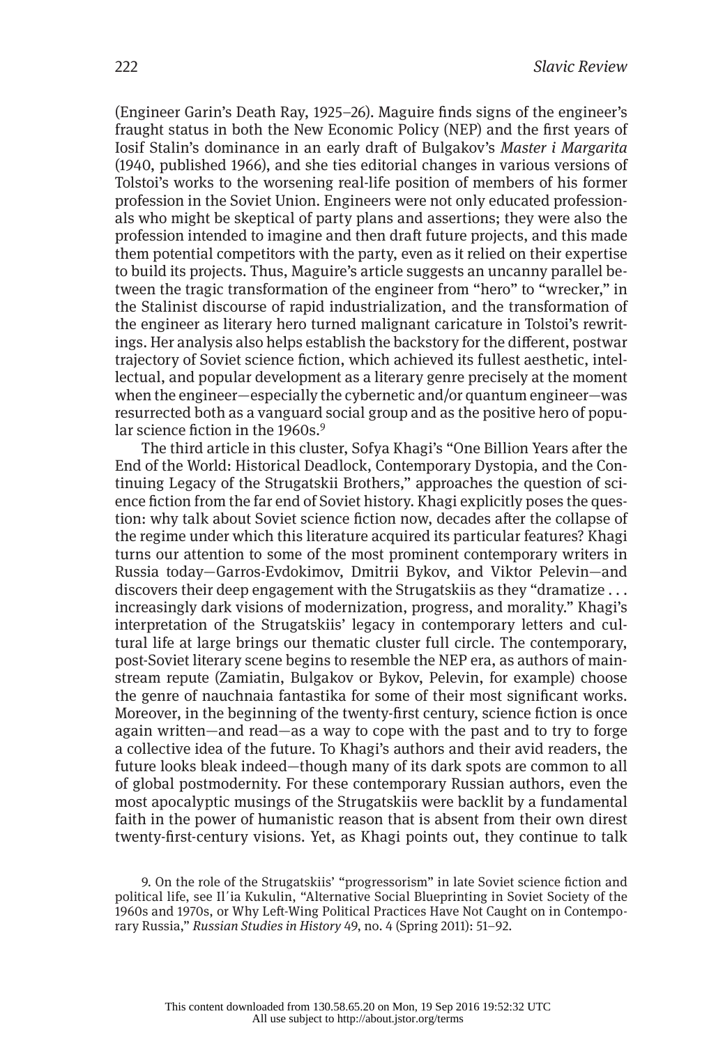(Engineer Garin's Death Ray, 1925–26). Maguire finds signs of the engineer's fraught status in both the New Economic Policy (NEP) and the first years of Iosif Stalin's dominance in an early draft of Bulgakov's *Master i Margarita* (1940, published 1966), and she ties editorial changes in various versions of Tolstoi's works to the worsening real-life position of members of his former profession in the Soviet Union. Engineers were not only educated professionals who might be skeptical of party plans and assertions; they were also the profession intended to imagine and then draft future projects, and this made them potential competitors with the party, even as it relied on their expertise to build its projects. Thus, Maguire's article suggests an uncanny parallel between the tragic transformation of the engineer from "hero" to "wrecker," in the Stalinist discourse of rapid industrialization, and the transformation of the engineer as literary hero turned malignant caricature in Tolstoi's rewritings. Her analysis also helps establish the backstory for the different, postwar trajectory of Soviet science fiction, which achieved its fullest aesthetic, intellectual, and popular development as a literary genre precisely at the moment when the engineer—especially the cybernetic and/or quantum engineer—was resurrected both as a vanguard social group and as the positive hero of popular science fiction in the 1960s.[9]

The third article in this cluster, Sofya Khagi's "One Billion Years after the End of the World: Historical Deadlock, Contemporary Dystopia, and the Continuing Legacy of the Strugatskii Brothers," approaches the question of science fiction from the far end of Soviet history. Khagi explicitly poses the question: why talk about Soviet science fiction now, decades after the collapse of the regime under which this literature acquired its particular features? Khagi turns our attention to some of the most prominent contemporary writers in Russia today—Garros-Evdokimov, Dmitrii Bykov, and Viktor Pelevin—and discovers their deep engagement with the Strugatskiis as they "dramatize . . . increasingly dark visions of modernization, progress, and morality." Khagi's interpretation of the Strugatskiis' legacy in contemporary letters and cultural life at large brings our thematic cluster full circle. The contemporary, post-Soviet literary scene begins to resemble the NEP era, as authors of mainstream repute (Zamiatin, Bulgakov or Bykov, Pelevin, for example) choose the genre of nauchnaia fantastika for some of their most significant works. Moreover, in the beginning of the twenty-first century, science fiction is once again written—and read—as a way to cope with the past and to try to forge a collective idea of the future. To Khagi's authors and their avid readers, the future looks bleak indeed—though many of its dark spots are common to all of global postmodernity. For these contemporary Russian authors, even the most apocalyptic musings of the Strugatskiis were backlit by a fundamental faith in the power of humanistic reason that is absent from their own direst twenty-first-century visions. Yet, as Khagi points out, they continue to talk

9. On the role of the Strugatskiis' "progressorism" in late Soviet science fiction and political life, see Il′ia Kukulin, "Alternative Social Blueprinting in Soviet Society of the 1960s and 1970s, or Why Left-Wing Political Practices Have Not Caught on in Contemporary Russia," *Russian Studies in History* 49, no. 4 (Spring 2011): 51–92.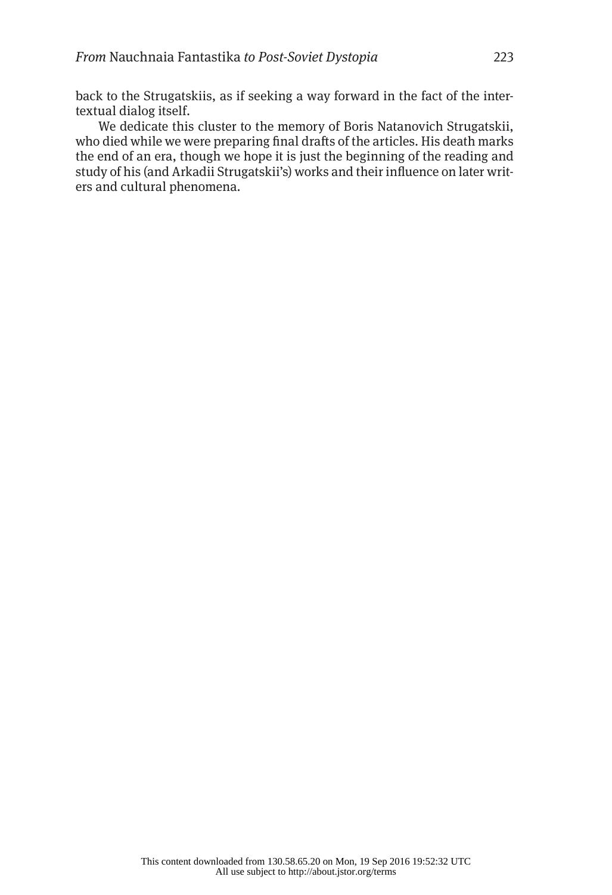back to the Strugatskiis, as if seeking a way forward in the fact of the intertextual dialog itself.

We dedicate this cluster to the memory of Boris Natanovich Strugatskii, who died while we were preparing final drafts of the articles. His death marks the end of an era, though we hope it is just the beginning of the reading and study of his (and Arkadii Strugatskii's) works and their influence on later writers and cultural phenomena.